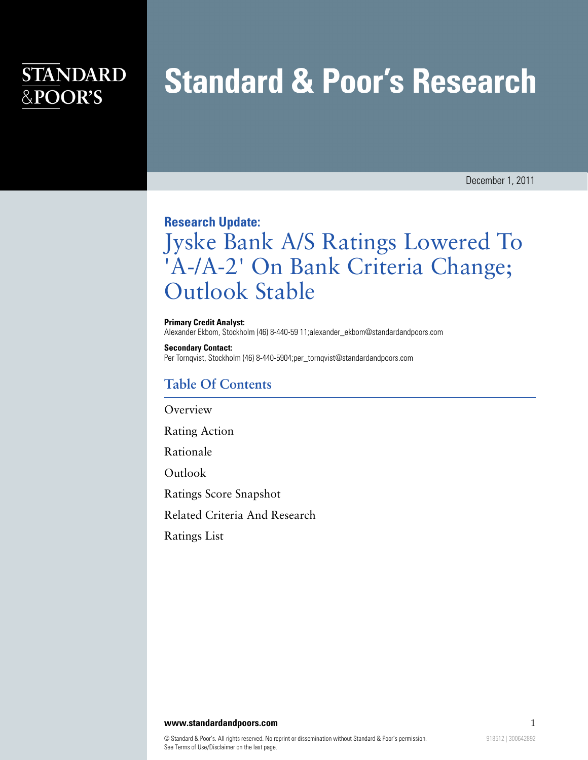# Standard & Poor's Research

December 1, 2011

**Research Update:**

## Jyske Bank A/S Ratings Lowered To 'A-/A-2' On Bank Criteria Change; Outlook Stable

**Primary Credit Analyst:**
Alexander Ekbom, Stockholm (46) 8-440-59 11;alexander_ekbom@standardandpoors.com

**Secondary Contact:**
Per Tornqvist, Stockholm (46) 8-440-5904;per_tornqvist@standardandpoors.com

### Table Of Contents

Overview

Rating Action

Rationale

Outlook

Ratings Score Snapshot

Related Criteria And Research

Ratings List

© Standard & Poor's. All rights reserved. No reprint or dissemination without Standard & Poor's permission. See Terms of Use/Disclaimer on the last page.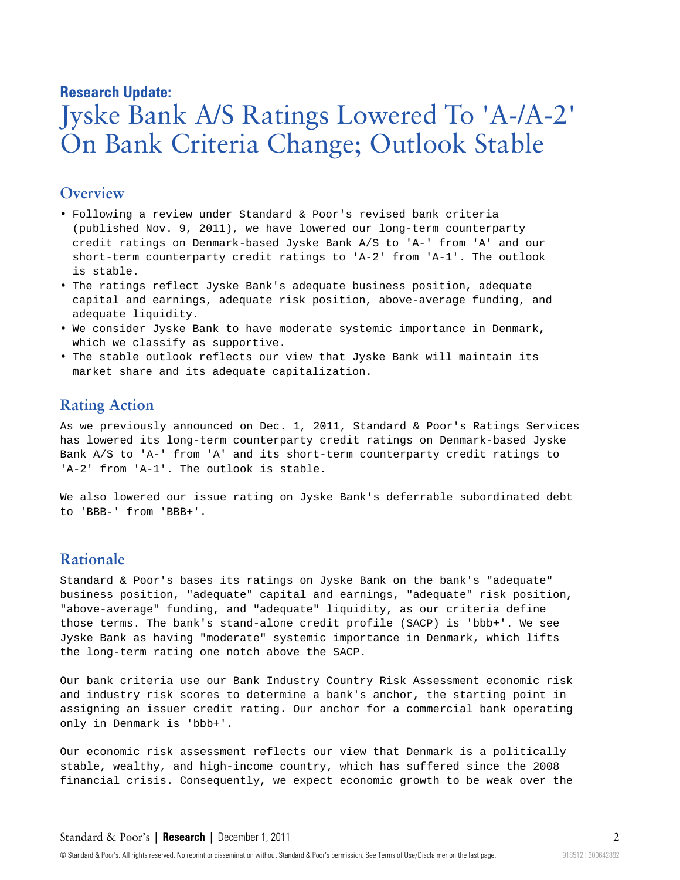**Research Update:**

# Jyske Bank A/S Ratings Lowered To 'A-/A-2' On Bank Criteria Change; Outlook Stable

## Overview

- Following a review under Standard & Poor's revised bank criteria (published Nov. 9, 2011), we have lowered our long-term counterparty credit ratings on Denmark-based Jyske Bank A/S to 'A-' from 'A' and our short-term counterparty credit ratings to 'A-2' from 'A-1'. The outlook is stable.
- The ratings reflect Jyske Bank's adequate business position, adequate capital and earnings, adequate risk position, above-average funding, and adequate liquidity.
- We consider Jyske Bank to have moderate systemic importance in Denmark, which we classify as supportive.
- The stable outlook reflects our view that Jyske Bank will maintain its market share and its adequate capitalization.

## Rating Action

As we previously announced on Dec. 1, 2011, Standard & Poor's Ratings Services has lowered its long-term counterparty credit ratings on Denmark-based Jyske Bank A/S to 'A-' from 'A' and its short-term counterparty credit ratings to 'A-2' from 'A-1'. The outlook is stable.

We also lowered our issue rating on Jyske Bank's deferrable subordinated debt to 'BBB-' from 'BBB+'.

## Rationale

Standard & Poor's bases its ratings on Jyske Bank on the bank's "adequate" business position, "adequate" capital and earnings, "adequate" risk position, "above-average" funding, and "adequate" liquidity, as our criteria define those terms. The bank's stand-alone credit profile (SACP) is 'bbb+'. We see Jyske Bank as having "moderate" systemic importance in Denmark, which lifts the long-term rating one notch above the SACP.

Our bank criteria use our Bank Industry Country Risk Assessment economic risk and industry risk scores to determine a bank's anchor, the starting point in assigning an issuer credit rating. Our anchor for a commercial bank operating only in Denmark is 'bbb+'.

Our economic risk assessment reflects our view that Denmark is a politically stable, wealthy, and high-income country, which has suffered since the 2008 financial crisis. Consequently, we expect economic growth to be weak over the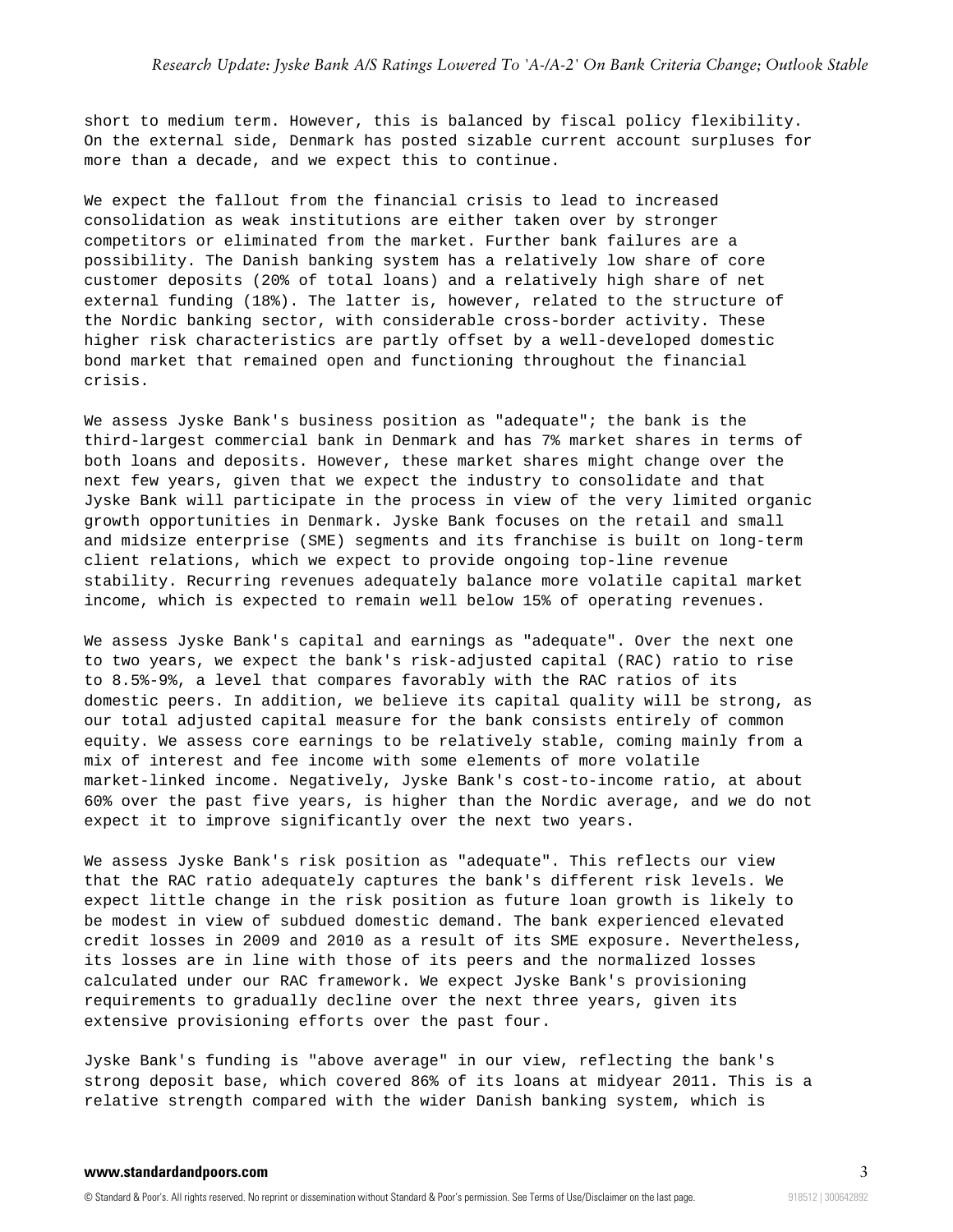short to medium term. However, this is balanced by fiscal policy flexibility. On the external side, Denmark has posted sizable current account surpluses for more than a decade, and we expect this to continue.

We expect the fallout from the financial crisis to lead to increased consolidation as weak institutions are either taken over by stronger competitors or eliminated from the market. Further bank failures are a possibility. The Danish banking system has a relatively low share of core customer deposits (20% of total loans) and a relatively high share of net external funding (18%). The latter is, however, related to the structure of the Nordic banking sector, with considerable cross-border activity. These higher risk characteristics are partly offset by a well-developed domestic bond market that remained open and functioning throughout the financial crisis.

We assess Jyske Bank's business position as "adequate"; the bank is the third-largest commercial bank in Denmark and has 7% market shares in terms of both loans and deposits. However, these market shares might change over the next few years, given that we expect the industry to consolidate and that Jyske Bank will participate in the process in view of the very limited organic growth opportunities in Denmark. Jyske Bank focuses on the retail and small and midsize enterprise (SME) segments and its franchise is built on long-term client relations, which we expect to provide ongoing top-line revenue stability. Recurring revenues adequately balance more volatile capital market income, which is expected to remain well below 15% of operating revenues.

We assess Jyske Bank's capital and earnings as "adequate". Over the next one to two years, we expect the bank's risk-adjusted capital (RAC) ratio to rise to 8.5%-9%, a level that compares favorably with the RAC ratios of its domestic peers. In addition, we believe its capital quality will be strong, as our total adjusted capital measure for the bank consists entirely of common equity. We assess core earnings to be relatively stable, coming mainly from a mix of interest and fee income with some elements of more volatile market-linked income. Negatively, Jyske Bank's cost-to-income ratio, at about 60% over the past five years, is higher than the Nordic average, and we do not expect it to improve significantly over the next two years.

We assess Jyske Bank's risk position as "adequate". This reflects our view that the RAC ratio adequately captures the bank's different risk levels. We expect little change in the risk position as future loan growth is likely to be modest in view of subdued domestic demand. The bank experienced elevated credit losses in 2009 and 2010 as a result of its SME exposure. Nevertheless, its losses are in line with those of its peers and the normalized losses calculated under our RAC framework. We expect Jyske Bank's provisioning requirements to gradually decline over the next three years, given its extensive provisioning efforts over the past four.

Jyske Bank's funding is "above average" in our view, reflecting the bank's strong deposit base, which covered 86% of its loans at midyear 2011. This is a relative strength compared with the wider Danish banking system, which is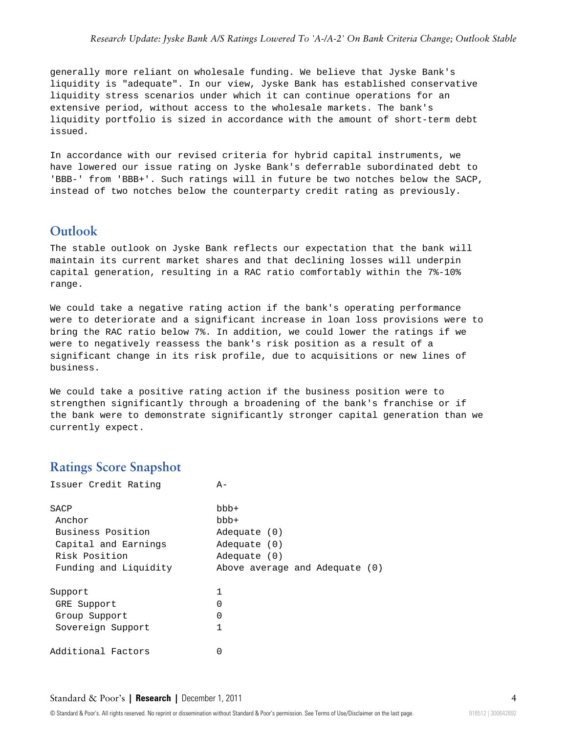generally more reliant on wholesale funding. We believe that Jyske Bank's liquidity is "adequate". In our view, Jyske Bank has established conservative liquidity stress scenarios under which it can continue operations for an extensive period, without access to the wholesale markets. The bank's liquidity portfolio is sized in accordance with the amount of short-term debt issued.

In accordance with our revised criteria for hybrid capital instruments, we have lowered our issue rating on Jyske Bank's deferrable subordinated debt to 'BBB-' from 'BBB+'. Such ratings will in future be two notches below the SACP, instead of two notches below the counterparty credit rating as previously.

## Outlook

The stable outlook on Jyske Bank reflects our expectation that the bank will maintain its current market shares and that declining losses will underpin capital generation, resulting in a RAC ratio comfortably within the 7%-10% range.

We could take a negative rating action if the bank's operating performance were to deteriorate and a significant increase in loan loss provisions were to bring the RAC ratio below 7%. In addition, we could lower the ratings if we were to negatively reassess the bank's risk position as a result of a significant change in its risk profile, due to acquisitions or new lines of business.

We could take a positive rating action if the business position were to strengthen significantly through a broadening of the bank's franchise or if the bank were to demonstrate significantly stronger capital generation than we currently expect.

## Ratings Score Snapshot

| | |
|---|---|
| Issuer Credit Rating | A- |
| SACP | bbb+ |
| Anchor | bbb+ |
| Business Position | Adequate (0) |
| Capital and Earnings | Adequate (0) |
| Risk Position | Adequate (0) |
| Funding and Liquidity | Above average and Adequate (0) |
| Support | 1 |
| GRE Support | 0 |
| Group Support | 0 |
| Sovereign Support | 1 |
| Additional Factors | 0 |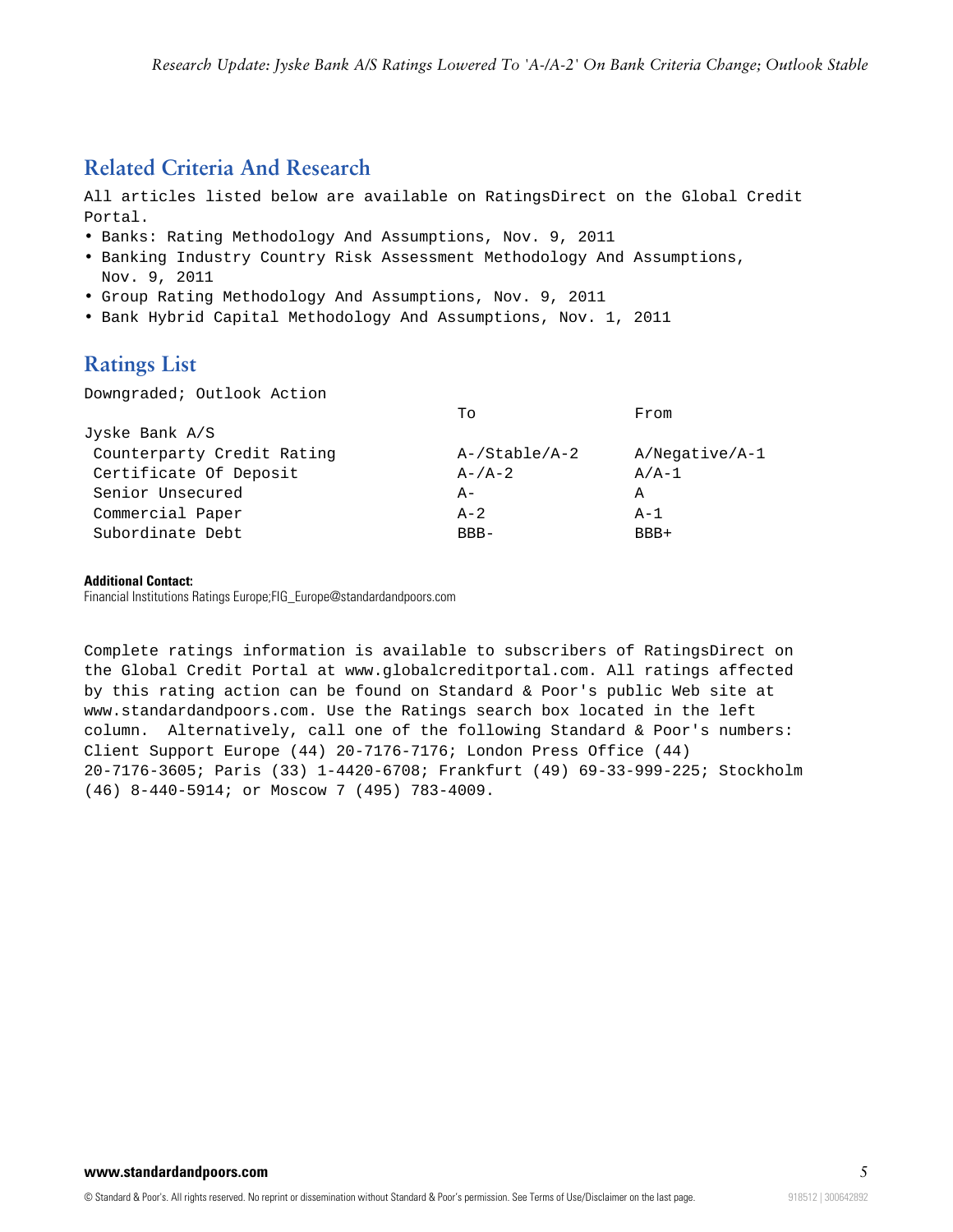## Related Criteria And Research

All articles listed below are available on RatingsDirect on the Global Credit Portal.

- Banks: Rating Methodology And Assumptions, Nov. 9, 2011
- Banking Industry Country Risk Assessment Methodology And Assumptions, Nov. 9, 2011
- Group Rating Methodology And Assumptions, Nov. 9, 2011
- Bank Hybrid Capital Methodology And Assumptions, Nov. 1, 2011

## Ratings List

Downgraded; Outlook Action

| | To | From |
|---|---|---|
| Jyske Bank A/S | | |
| Counterparty Credit Rating | A-/Stable/A-2 | A/Negative/A-1 |
| Certificate Of Deposit | A-/A-2 | A/A-1 |
| Senior Unsecured | A- | A |
| Commercial Paper | A-2 | A-1 |
| Subordinate Debt | BBB- | BBB+ |

**Additional Contact:**
Financial Institutions Ratings Europe;FIG_Europe@standardandpoors.com

Complete ratings information is available to subscribers of RatingsDirect on the Global Credit Portal at www.globalcreditportal.com. All ratings affected by this rating action can be found on Standard & Poor's public Web site at www.standardandpoors.com. Use the Ratings search box located in the left column. Alternatively, call one of the following Standard & Poor's numbers: Client Support Europe (44) 20-7176-7176; London Press Office (44) 20-7176-3605; Paris (33) 1-4420-6708; Frankfurt (49) 69-33-999-225; Stockholm (46) 8-440-5914; or Moscow 7 (495) 783-4009.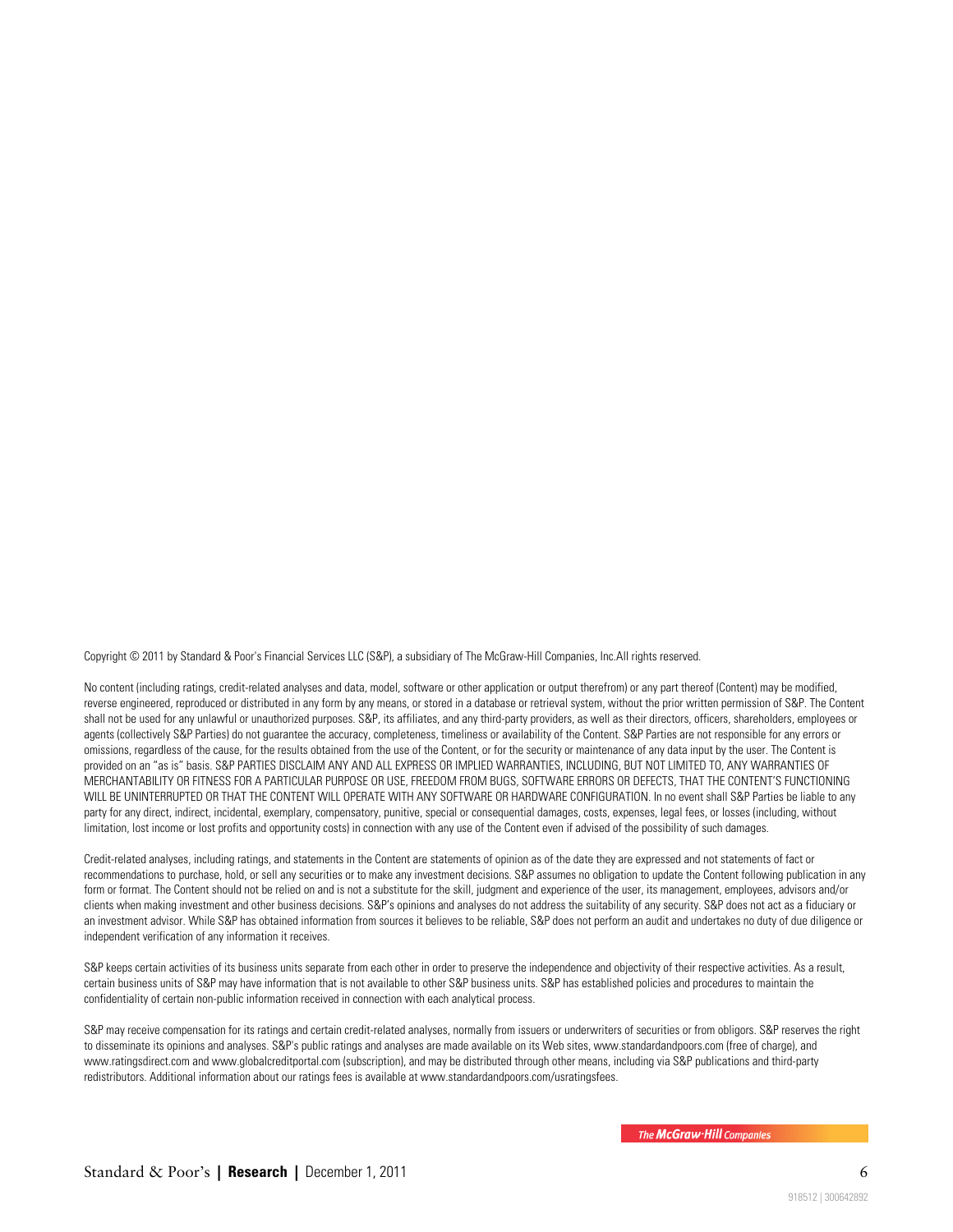Copyright © 2011 by Standard & Poor's Financial Services LLC (S&P), a subsidiary of The McGraw-Hill Companies, Inc.All rights reserved.

No content (including ratings, credit-related analyses and data, model, software or other application or output therefrom) or any part thereof (Content) may be modified, reverse engineered, reproduced or distributed in any form by any means, or stored in a database or retrieval system, without the prior written permission of S&P. The Content shall not be used for any unlawful or unauthorized purposes. S&P, its affiliates, and any third-party providers, as well as their directors, officers, shareholders, employees or agents (collectively S&P Parties) do not guarantee the accuracy, completeness, timeliness or availability of the Content. S&P Parties are not responsible for any errors or omissions, regardless of the cause, for the results obtained from the use of the Content, or for the security or maintenance of any data input by the user. The Content is provided on an "as is" basis. S&P PARTIES DISCLAIM ANY AND ALL EXPRESS OR IMPLIED WARRANTIES, INCLUDING, BUT NOT LIMITED TO, ANY WARRANTIES OF MERCHANTABILITY OR FITNESS FOR A PARTICULAR PURPOSE OR USE, FREEDOM FROM BUGS, SOFTWARE ERRORS OR DEFECTS, THAT THE CONTENT'S FUNCTIONING WILL BE UNINTERRUPTED OR THAT THE CONTENT WILL OPERATE WITH ANY SOFTWARE OR HARDWARE CONFIGURATION. In no event shall S&P Parties be liable to any party for any direct, indirect, incidental, exemplary, compensatory, punitive, special or consequential damages, costs, expenses, legal fees, or losses (including, without limitation, lost income or lost profits and opportunity costs) in connection with any use of the Content even if advised of the possibility of such damages.

Credit-related analyses, including ratings, and statements in the Content are statements of opinion as of the date they are expressed and not statements of fact or recommendations to purchase, hold, or sell any securities or to make any investment decisions. S&P assumes no obligation to update the Content following publication in any form or format. The Content should not be relied on and is not a substitute for the skill, judgment and experience of the user, its management, employees, advisors and/or clients when making investment and other business decisions. S&P's opinions and analyses do not address the suitability of any security. S&P does not act as a fiduciary or an investment advisor. While S&P has obtained information from sources it believes to be reliable, S&P does not perform an audit and undertakes no duty of due diligence or independent verification of any information it receives.

S&P keeps certain activities of its business units separate from each other in order to preserve the independence and objectivity of their respective activities. As a result, certain business units of S&P may have information that is not available to other S&P business units. S&P has established policies and procedures to maintain the confidentiality of certain non-public information received in connection with each analytical process.

S&P may receive compensation for its ratings and certain credit-related analyses, normally from issuers or underwriters of securities or from obligors. S&P reserves the right to disseminate its opinions and analyses. S&P's public ratings and analyses are made available on its Web sites, www.standardandpoors.com (free of charge), and www.ratingsdirect.com and www.globalcreditportal.com (subscription), and may be distributed through other means, including via S&P publications and third-party redistributors. Additional information about our ratings fees is available at www.standardandpoors.com/usratingsfees.

The McGraw-Hill Companies